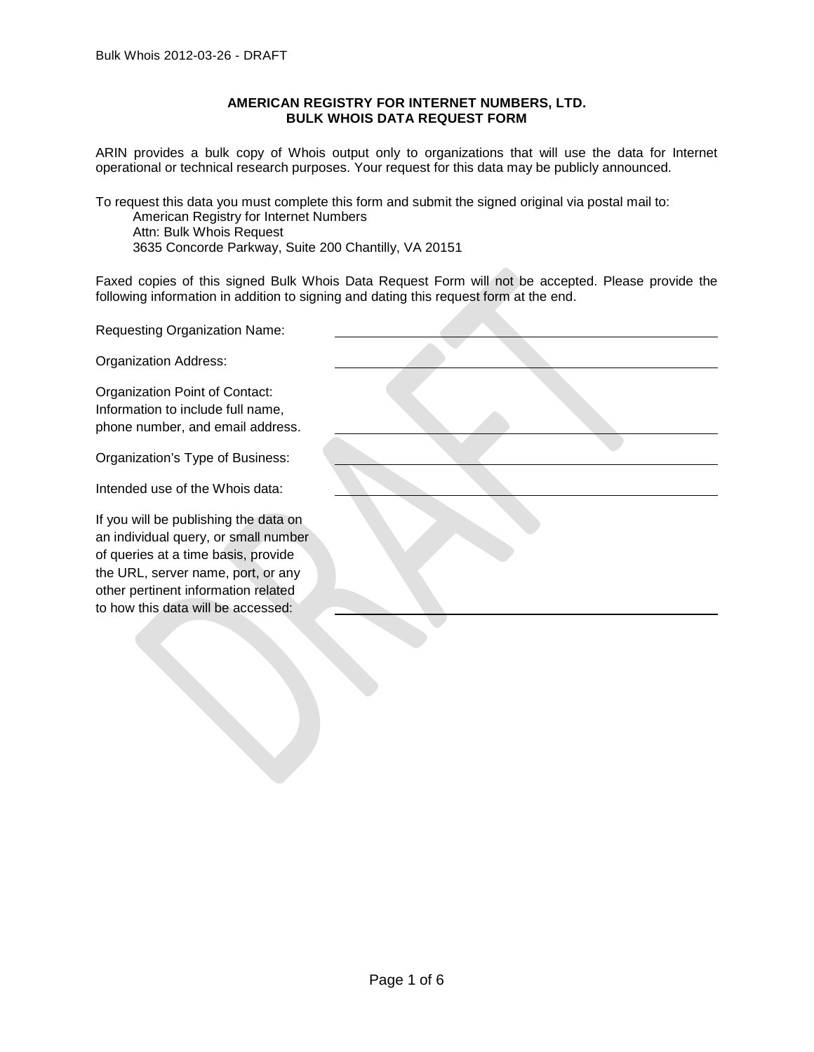**AMERICAN REGISTRY FOR INTERNET NUMBERS, LTD.**
**BULK WHOIS DATA REQUEST FORM**

ARIN provides a bulk copy of Whois output only to organizations that will use the data for Internet operational or technical research purposes. Your request for this data may be publicly announced.

To request this data you must complete this form and submit the signed original via postal mail to:

American Registry for Internet Numbers
Attn: Bulk Whois Request
3635 Concorde Parkway, Suite 200 Chantilly, VA 20151

Faxed copies of this signed Bulk Whois Data Request Form will not be accepted. Please provide the following information in addition to signing and dating this request form at the end.

Requesting Organization Name: ______________________________

Organization Address: ______________________________

Organization Point of Contact: Information to include full name, phone number, and email address. ______________________________

Organization's Type of Business: ______________________________

Intended use of the Whois data: ______________________________

If you will be publishing the data on an individual query, or small number of queries at a time basis, provide the URL, server name, port, or any other pertinent information related to how this data will be accessed: ______________________________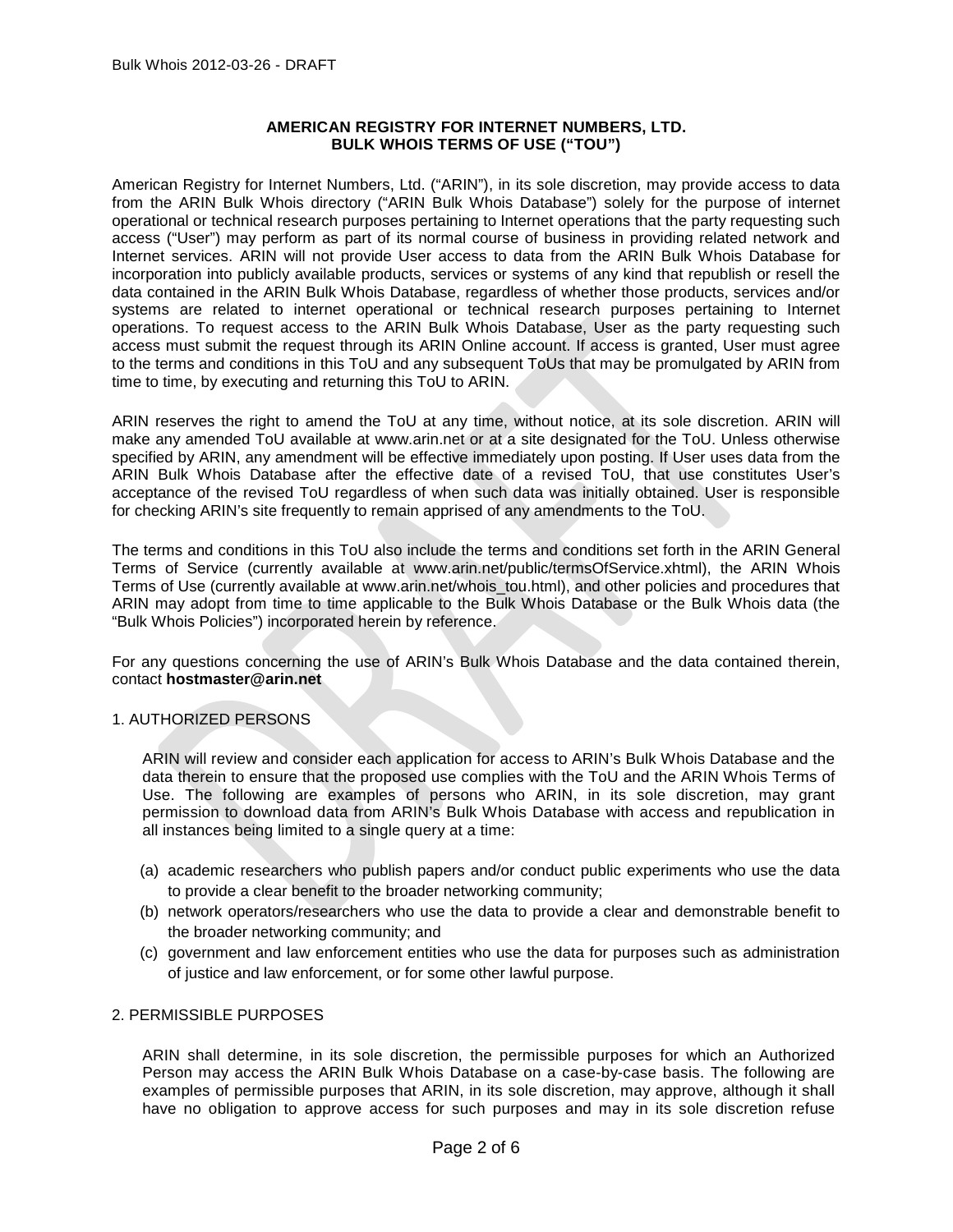**AMERICAN REGISTRY FOR INTERNET NUMBERS, LTD.**
**BULK WHOIS TERMS OF USE ("TOU")**

American Registry for Internet Numbers, Ltd. ("ARIN"), in its sole discretion, may provide access to data from the ARIN Bulk Whois directory ("ARIN Bulk Whois Database") solely for the purpose of internet operational or technical research purposes pertaining to Internet operations that the party requesting such access ("User") may perform as part of its normal course of business in providing related network and Internet services. ARIN will not provide User access to data from the ARIN Bulk Whois Database for incorporation into publicly available products, services or systems of any kind that republish or resell the data contained in the ARIN Bulk Whois Database, regardless of whether those products, services and/or systems are related to internet operational or technical research purposes pertaining to Internet operations. To request access to the ARIN Bulk Whois Database, User as the party requesting such access must submit the request through its ARIN Online account. If access is granted, User must agree to the terms and conditions in this ToU and any subsequent ToUs that may be promulgated by ARIN from time to time, by executing and returning this ToU to ARIN.

ARIN reserves the right to amend the ToU at any time, without notice, at its sole discretion. ARIN will make any amended ToU available at www.arin.net or at a site designated for the ToU. Unless otherwise specified by ARIN, any amendment will be effective immediately upon posting. If User uses data from the ARIN Bulk Whois Database after the effective date of a revised ToU, that use constitutes User's acceptance of the revised ToU regardless of when such data was initially obtained. User is responsible for checking ARIN's site frequently to remain apprised of any amendments to the ToU.

The terms and conditions in this ToU also include the terms and conditions set forth in the ARIN General Terms of Service (currently available at www.arin.net/public/termsOfService.xhtml), the ARIN Whois Terms of Use (currently available at www.arin.net/whois_tou.html), and other policies and procedures that ARIN may adopt from time to time applicable to the Bulk Whois Database or the Bulk Whois data (the "Bulk Whois Policies") incorporated herein by reference.

For any questions concerning the use of ARIN's Bulk Whois Database and the data contained therein, contact **hostmaster@arin.net**

## 1. AUTHORIZED PERSONS

ARIN will review and consider each application for access to ARIN's Bulk Whois Database and the data therein to ensure that the proposed use complies with the ToU and the ARIN Whois Terms of Use. The following are examples of persons who ARIN, in its sole discretion, may grant permission to download data from ARIN's Bulk Whois Database with access and republication in all instances being limited to a single query at a time:

(a) academic researchers who publish papers and/or conduct public experiments who use the data to provide a clear benefit to the broader networking community;

(b) network operators/researchers who use the data to provide a clear and demonstrable benefit to the broader networking community; and

(c) government and law enforcement entities who use the data for purposes such as administration of justice and law enforcement, or for some other lawful purpose.

## 2. PERMISSIBLE PURPOSES

ARIN shall determine, in its sole discretion, the permissible purposes for which an Authorized Person may access the ARIN Bulk Whois Database on a case-by-case basis. The following are examples of permissible purposes that ARIN, in its sole discretion, may approve, although it shall have no obligation to approve access for such purposes and may in its sole discretion refuse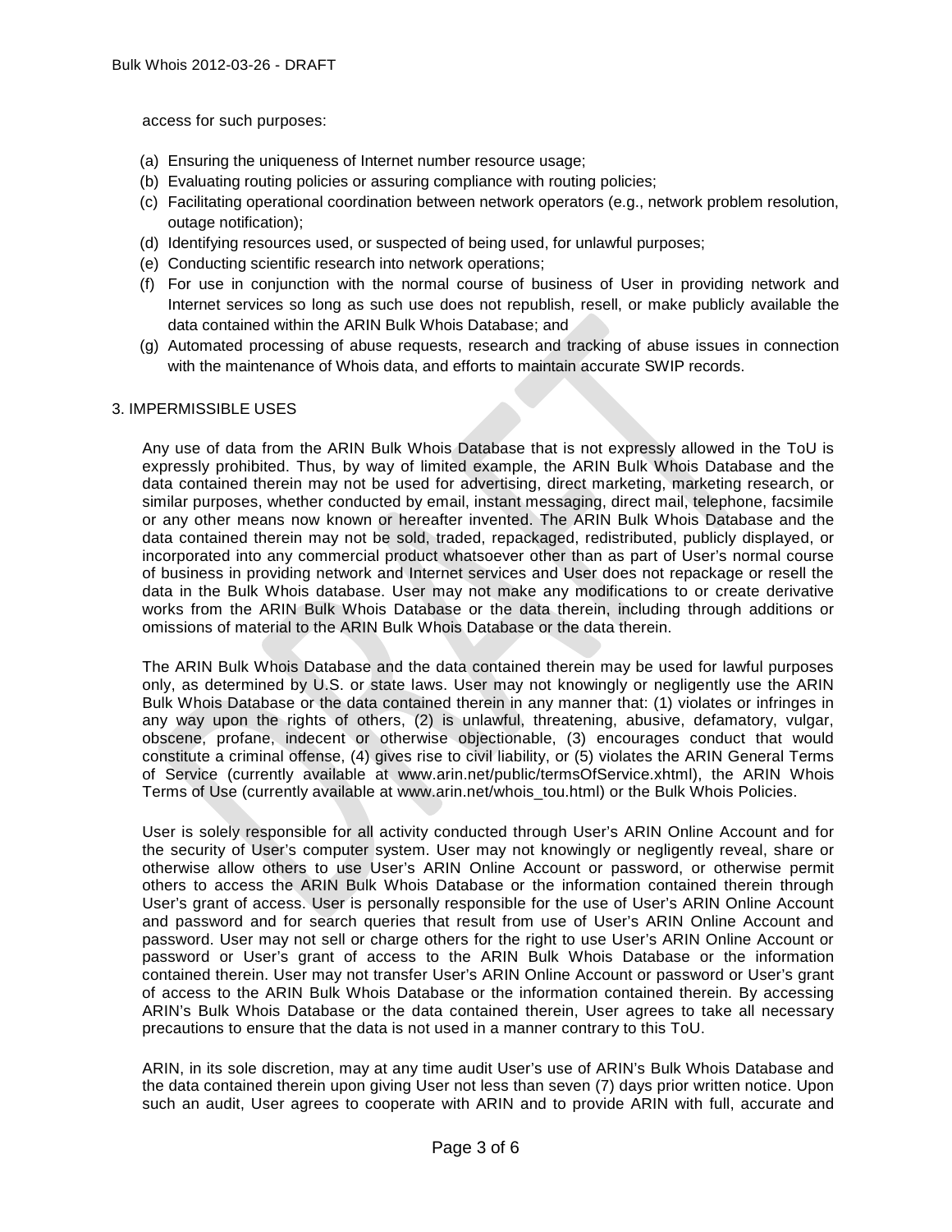access for such purposes:

(a) Ensuring the uniqueness of Internet number resource usage;
(b) Evaluating routing policies or assuring compliance with routing policies;
(c) Facilitating operational coordination between network operators (e.g., network problem resolution, outage notification);
(d) Identifying resources used, or suspected of being used, for unlawful purposes;
(e) Conducting scientific research into network operations;
(f) For use in conjunction with the normal course of business of User in providing network and Internet services so long as such use does not republish, resell, or make publicly available the data contained within the ARIN Bulk Whois Database; and
(g) Automated processing of abuse requests, research and tracking of abuse issues in connection with the maintenance of Whois data, and efforts to maintain accurate SWIP records.

## 3. IMPERMISSIBLE USES

Any use of data from the ARIN Bulk Whois Database that is not expressly allowed in the ToU is expressly prohibited. Thus, by way of limited example, the ARIN Bulk Whois Database and the data contained therein may not be used for advertising, direct marketing, marketing research, or similar purposes, whether conducted by email, instant messaging, direct mail, telephone, facsimile or any other means now known or hereafter invented. The ARIN Bulk Whois Database and the data contained therein may not be sold, traded, repackaged, redistributed, publicly displayed, or incorporated into any commercial product whatsoever other than as part of User's normal course of business in providing network and Internet services and User does not repackage or resell the data in the Bulk Whois database. User may not make any modifications to or create derivative works from the ARIN Bulk Whois Database or the data therein, including through additions or omissions of material to the ARIN Bulk Whois Database or the data therein.

The ARIN Bulk Whois Database and the data contained therein may be used for lawful purposes only, as determined by U.S. or state laws. User may not knowingly or negligently use the ARIN Bulk Whois Database or the data contained therein in any manner that: (1) violates or infringes in any way upon the rights of others, (2) is unlawful, threatening, abusive, defamatory, vulgar, obscene, profane, indecent or otherwise objectionable, (3) encourages conduct that would constitute a criminal offense, (4) gives rise to civil liability, or (5) violates the ARIN General Terms of Service (currently available at www.arin.net/public/termsOfService.xhtml), the ARIN Whois Terms of Use (currently available at www.arin.net/whois_tou.html) or the Bulk Whois Policies.

User is solely responsible for all activity conducted through User's ARIN Online Account and for the security of User's computer system. User may not knowingly or negligently reveal, share or otherwise allow others to use User's ARIN Online Account or password, or otherwise permit others to access the ARIN Bulk Whois Database or the information contained therein through User's grant of access. User is personally responsible for the use of User's ARIN Online Account and password and for search queries that result from use of User's ARIN Online Account and password. User may not sell or charge others for the right to use User's ARIN Online Account or password or User's grant of access to the ARIN Bulk Whois Database or the information contained therein. User may not transfer User's ARIN Online Account or password or User's grant of access to the ARIN Bulk Whois Database or the information contained therein. By accessing ARIN's Bulk Whois Database or the data contained therein, User agrees to take all necessary precautions to ensure that the data is not used in a manner contrary to this ToU.

ARIN, in its sole discretion, may at any time audit User's use of ARIN's Bulk Whois Database and the data contained therein upon giving User not less than seven (7) days prior written notice. Upon such an audit, User agrees to cooperate with ARIN and to provide ARIN with full, accurate and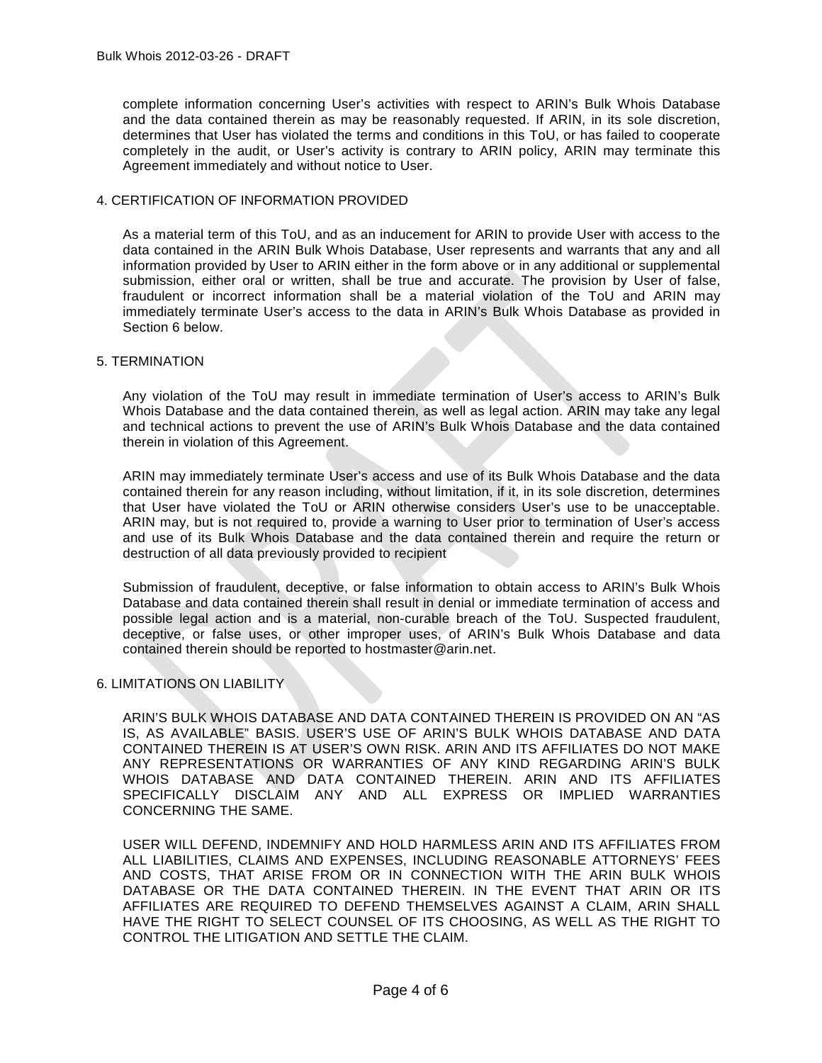complete information concerning User's activities with respect to ARIN's Bulk Whois Database and the data contained therein as may be reasonably requested. If ARIN, in its sole discretion, determines that User has violated the terms and conditions in this ToU, or has failed to cooperate completely in the audit, or User's activity is contrary to ARIN policy, ARIN may terminate this Agreement immediately and without notice to User.

## 4. CERTIFICATION OF INFORMATION PROVIDED

As a material term of this ToU, and as an inducement for ARIN to provide User with access to the data contained in the ARIN Bulk Whois Database, User represents and warrants that any and all information provided by User to ARIN either in the form above or in any additional or supplemental submission, either oral or written, shall be true and accurate. The provision by User of false, fraudulent or incorrect information shall be a material violation of the ToU and ARIN may immediately terminate User's access to the data in ARIN's Bulk Whois Database as provided in Section 6 below.

## 5. TERMINATION

Any violation of the ToU may result in immediate termination of User's access to ARIN's Bulk Whois Database and the data contained therein, as well as legal action. ARIN may take any legal and technical actions to prevent the use of ARIN's Bulk Whois Database and the data contained therein in violation of this Agreement.

ARIN may immediately terminate User's access and use of its Bulk Whois Database and the data contained therein for any reason including, without limitation, if it, in its sole discretion, determines that User have violated the ToU or ARIN otherwise considers User's use to be unacceptable. ARIN may, but is not required to, provide a warning to User prior to termination of User's access and use of its Bulk Whois Database and the data contained therein and require the return or destruction of all data previously provided to recipient

Submission of fraudulent, deceptive, or false information to obtain access to ARIN's Bulk Whois Database and data contained therein shall result in denial or immediate termination of access and possible legal action and is a material, non-curable breach of the ToU. Suspected fraudulent, deceptive, or false uses, or other improper uses, of ARIN's Bulk Whois Database and data contained therein should be reported to hostmaster@arin.net.

## 6. LIMITATIONS ON LIABILITY

ARIN'S BULK WHOIS DATABASE AND DATA CONTAINED THEREIN IS PROVIDED ON AN "AS IS, AS AVAILABLE" BASIS. USER'S USE OF ARIN'S BULK WHOIS DATABASE AND DATA CONTAINED THEREIN IS AT USER'S OWN RISK. ARIN AND ITS AFFILIATES DO NOT MAKE ANY REPRESENTATIONS OR WARRANTIES OF ANY KIND REGARDING ARIN'S BULK WHOIS DATABASE AND DATA CONTAINED THEREIN. ARIN AND ITS AFFILIATES SPECIFICALLY DISCLAIM ANY AND ALL EXPRESS OR IMPLIED WARRANTIES CONCERNING THE SAME.

USER WILL DEFEND, INDEMNIFY AND HOLD HARMLESS ARIN AND ITS AFFILIATES FROM ALL LIABILITIES, CLAIMS AND EXPENSES, INCLUDING REASONABLE ATTORNEYS' FEES AND COSTS, THAT ARISE FROM OR IN CONNECTION WITH THE ARIN BULK WHOIS DATABASE OR THE DATA CONTAINED THEREIN. IN THE EVENT THAT ARIN OR ITS AFFILIATES ARE REQUIRED TO DEFEND THEMSELVES AGAINST A CLAIM, ARIN SHALL HAVE THE RIGHT TO SELECT COUNSEL OF ITS CHOOSING, AS WELL AS THE RIGHT TO CONTROL THE LITIGATION AND SETTLE THE CLAIM.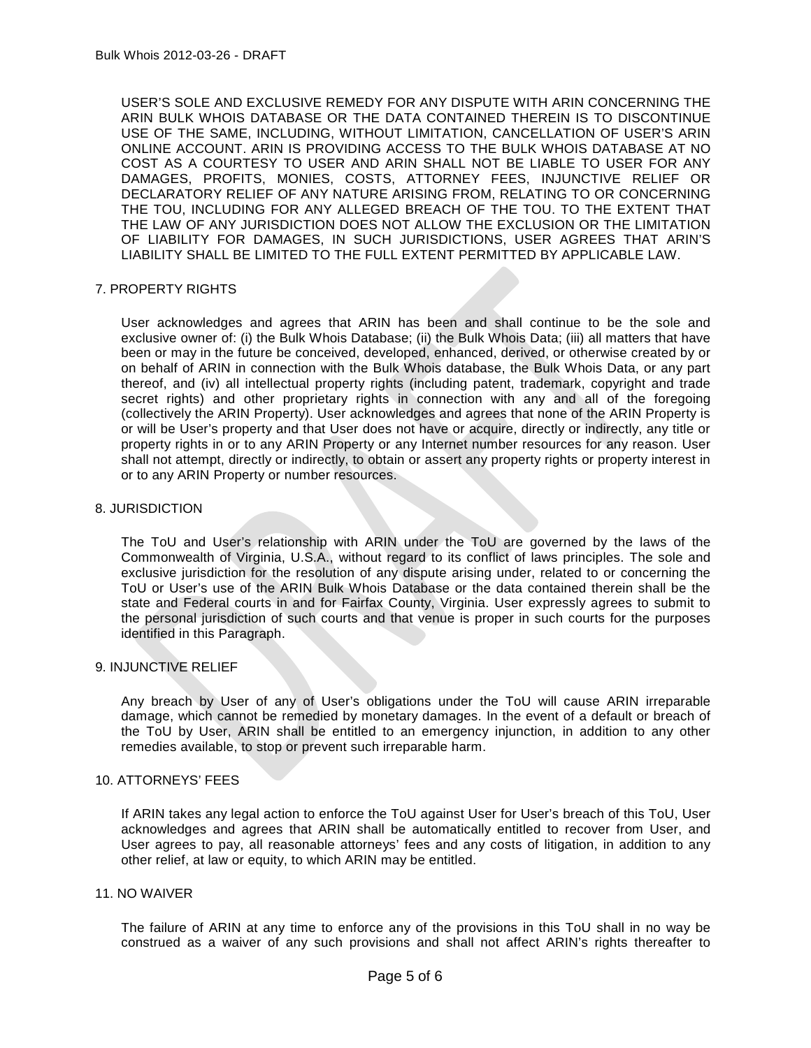USER'S SOLE AND EXCLUSIVE REMEDY FOR ANY DISPUTE WITH ARIN CONCERNING THE ARIN BULK WHOIS DATABASE OR THE DATA CONTAINED THEREIN IS TO DISCONTINUE USE OF THE SAME, INCLUDING, WITHOUT LIMITATION, CANCELLATION OF USER'S ARIN ONLINE ACCOUNT. ARIN IS PROVIDING ACCESS TO THE BULK WHOIS DATABASE AT NO COST AS A COURTESY TO USER AND ARIN SHALL NOT BE LIABLE TO USER FOR ANY DAMAGES, PROFITS, MONIES, COSTS, ATTORNEY FEES, INJUNCTIVE RELIEF OR DECLARATORY RELIEF OF ANY NATURE ARISING FROM, RELATING TO OR CONCERNING THE TOU, INCLUDING FOR ANY ALLEGED BREACH OF THE TOU. TO THE EXTENT THAT THE LAW OF ANY JURISDICTION DOES NOT ALLOW THE EXCLUSION OR THE LIMITATION OF LIABILITY FOR DAMAGES, IN SUCH JURISDICTIONS, USER AGREES THAT ARIN'S LIABILITY SHALL BE LIMITED TO THE FULL EXTENT PERMITTED BY APPLICABLE LAW.

## 7. PROPERTY RIGHTS

User acknowledges and agrees that ARIN has been and shall continue to be the sole and exclusive owner of: (i) the Bulk Whois Database; (ii) the Bulk Whois Data; (iii) all matters that have been or may in the future be conceived, developed, enhanced, derived, or otherwise created by or on behalf of ARIN in connection with the Bulk Whois database, the Bulk Whois Data, or any part thereof, and (iv) all intellectual property rights (including patent, trademark, copyright and trade secret rights) and other proprietary rights in connection with any and all of the foregoing (collectively the ARIN Property). User acknowledges and agrees that none of the ARIN Property is or will be User's property and that User does not have or acquire, directly or indirectly, any title or property rights in or to any ARIN Property or any Internet number resources for any reason. User shall not attempt, directly or indirectly, to obtain or assert any property rights or property interest in or to any ARIN Property or number resources.

## 8. JURISDICTION

The ToU and User's relationship with ARIN under the ToU are governed by the laws of the Commonwealth of Virginia, U.S.A., without regard to its conflict of laws principles. The sole and exclusive jurisdiction for the resolution of any dispute arising under, related to or concerning the ToU or User's use of the ARIN Bulk Whois Database or the data contained therein shall be the state and Federal courts in and for Fairfax County, Virginia. User expressly agrees to submit to the personal jurisdiction of such courts and that venue is proper in such courts for the purposes identified in this Paragraph.

## 9. INJUNCTIVE RELIEF

Any breach by User of any of User's obligations under the ToU will cause ARIN irreparable damage, which cannot be remedied by monetary damages. In the event of a default or breach of the ToU by User, ARIN shall be entitled to an emergency injunction, in addition to any other remedies available, to stop or prevent such irreparable harm.

## 10. ATTORNEYS' FEES

If ARIN takes any legal action to enforce the ToU against User for User's breach of this ToU, User acknowledges and agrees that ARIN shall be automatically entitled to recover from User, and User agrees to pay, all reasonable attorneys' fees and any costs of litigation, in addition to any other relief, at law or equity, to which ARIN may be entitled.

## 11. NO WAIVER

The failure of ARIN at any time to enforce any of the provisions in this ToU shall in no way be construed as a waiver of any such provisions and shall not affect ARIN's rights thereafter to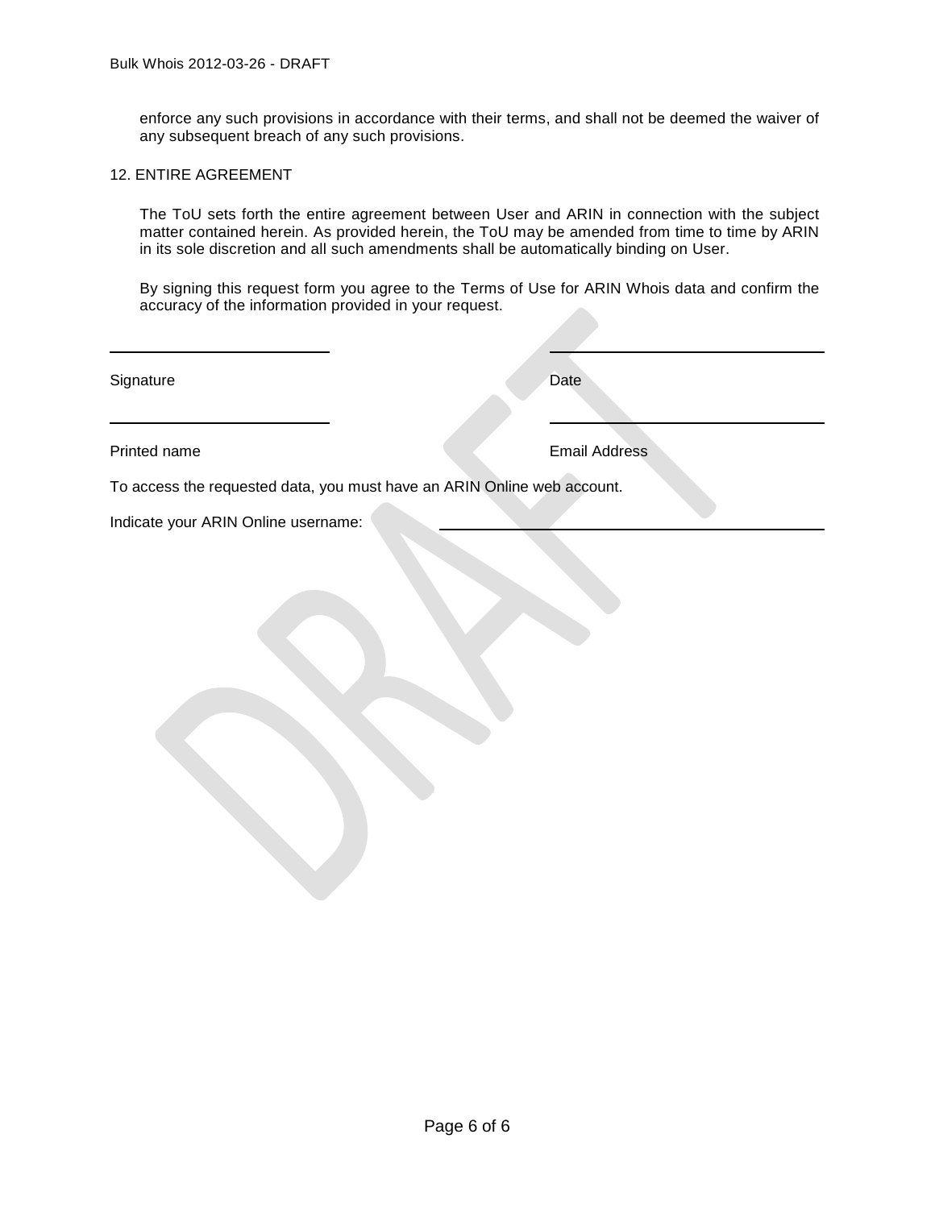enforce any such provisions in accordance with their terms, and shall not be deemed the waiver of any subsequent breach of any such provisions.

12. ENTIRE AGREEMENT

The ToU sets forth the entire agreement between User and ARIN in connection with the subject matter contained herein. As provided herein, the ToU may be amended from time to time by ARIN in its sole discretion and all such amendments shall be automatically binding on User.

By signing this request form you agree to the Terms of Use for ARIN Whois data and confirm the accuracy of the information provided in your request.

| | |
|---|---|
| ____________________ | ____________________ |
| Signature | Date |
| ____________________ | ____________________ |
| Printed name | Email Address |

To access the requested data, you must have an ARIN Online web account.

Indicate your ARIN Online username: ______________________________